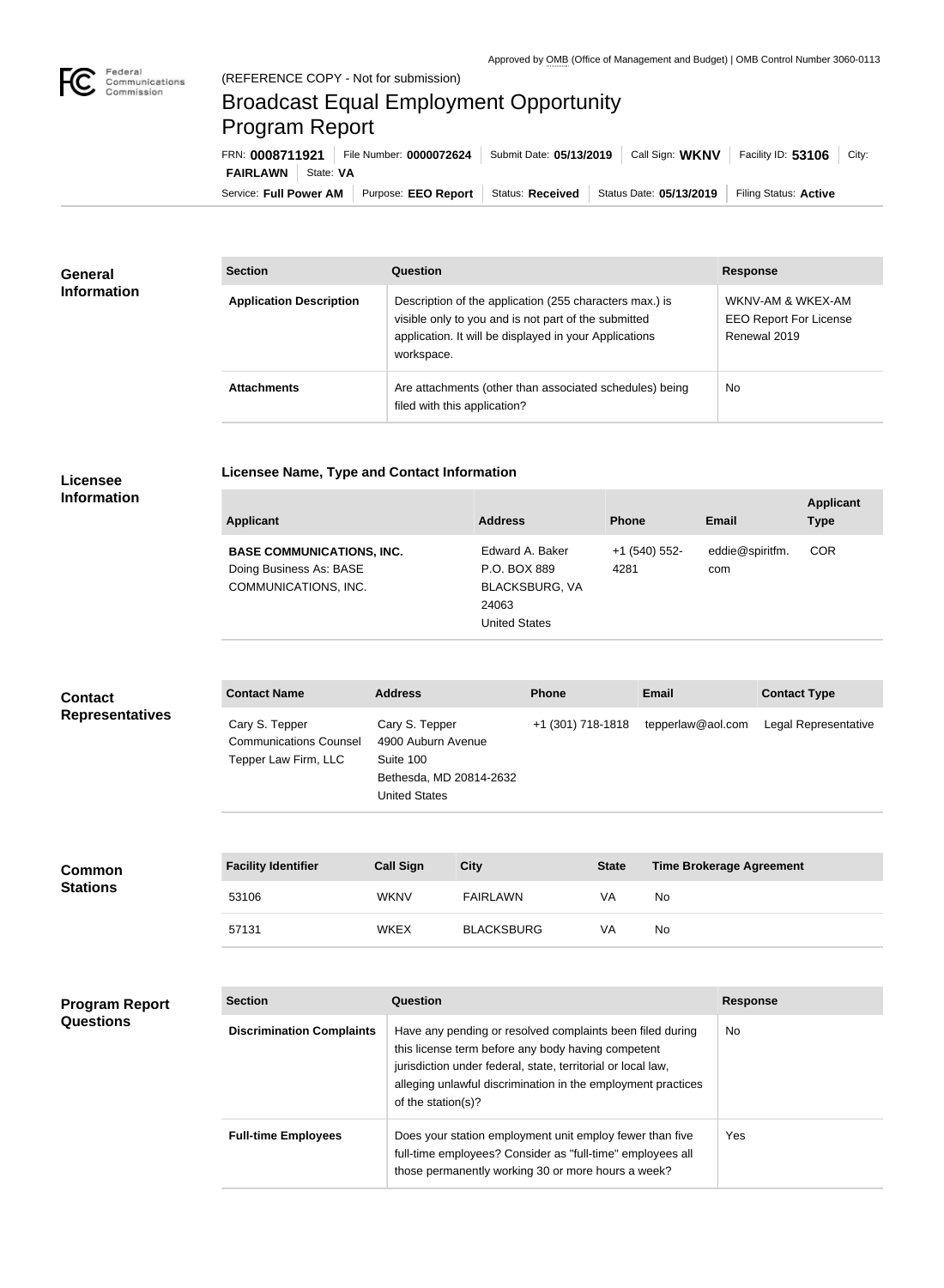Approved by OMB (Office of Management and Budget) | OMB Control Number 3060-0113

(REFERENCE COPY - Not for submission)

# Broadcast Equal Employment Opportunity Program Report

FRN: **0008711921** | File Number: **0000072624** | Submit Date: **05/13/2019** | Call Sign: **WKNV** | Facility ID: **53106** | City: **FAIRLAWN** | State: **VA**

Service: **Full Power AM** | Purpose: **EEO Report** | Status: **Received** | Status Date: **05/13/2019** | Filing Status: **Active**

## General Information

| Section | Question | Response |
|---|---|---|
| **Application Description** | Description of the application (255 characters max.) is visible only to you and is not part of the submitted application. It will be displayed in your Applications workspace. | WKNV-AM & WKEX-AM EEO Report For License Renewal 2019 |
| **Attachments** | Are attachments (other than associated schedules) being filed with this application? | No |

## Licensee Information

**Licensee Name, Type and Contact Information**

| Applicant | Address | Phone | Email | Applicant Type |
|---|---|---|---|---|
| **BASE COMMUNICATIONS, INC.** Doing Business As: BASE COMMUNICATIONS, INC. | Edward A. Baker P.O. BOX 889 BLACKSBURG, VA 24063 United States | +1 (540) 552-4281 | eddie@spiritfm.com | COR |

## Contact Representatives

| Contact Name | Address | Phone | Email | Contact Type |
|---|---|---|---|---|
| Cary S. Tepper Communications Counsel Tepper Law Firm, LLC | Cary S. Tepper 4900 Auburn Avenue Suite 100 Bethesda, MD 20814-2632 United States | +1 (301) 718-1818 | tepperlaw@aol.com | Legal Representative |

## Common Stations

| Facility Identifier | Call Sign | City | State | Time Brokerage Agreement |
|---|---|---|---|---|
| 53106 | WKNV | FAIRLAWN | VA | No |
| 57131 | WKEX | BLACKSBURG | VA | No |

## Program Report Questions

| Section | Question | Response |
|---|---|---|
| **Discrimination Complaints** | Have any pending or resolved complaints been filed during this license term before any body having competent jurisdiction under federal, state, territorial or local law, alleging unlawful discrimination in the employment practices of the station(s)? | No |
| **Full-time Employees** | Does your station employment unit employ fewer than five full-time employees? Consider as "full-time" employees all those permanently working 30 or more hours a week? | Yes |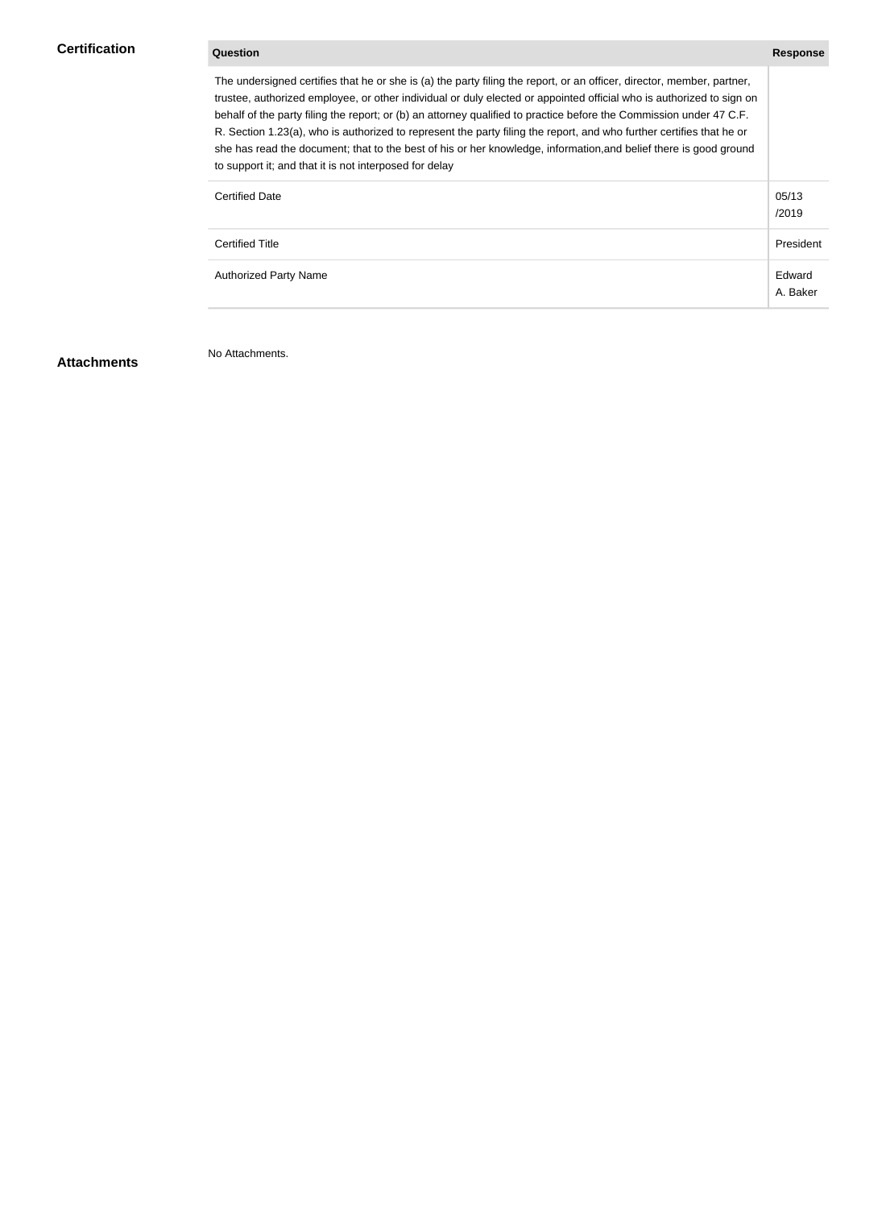## Certification

| Question | Response |
|---|---|
| The undersigned certifies that he or she is (a) the party filing the report, or an officer, director, member, partner, trustee, authorized employee, or other individual or duly elected or appointed official who is authorized to sign on behalf of the party filing the report; or (b) an attorney qualified to practice before the Commission under 47 C.F. R. Section 1.23(a), who is authorized to represent the party filing the report, and who further certifies that he or she has read the document; that to the best of his or her knowledge, information,and belief there is good ground to support it; and that it is not interposed for delay | |
| Certified Date | 05/13/2019 |
| Certified Title | President |
| Authorized Party Name | Edward A. Baker |

## Attachments

No Attachments.